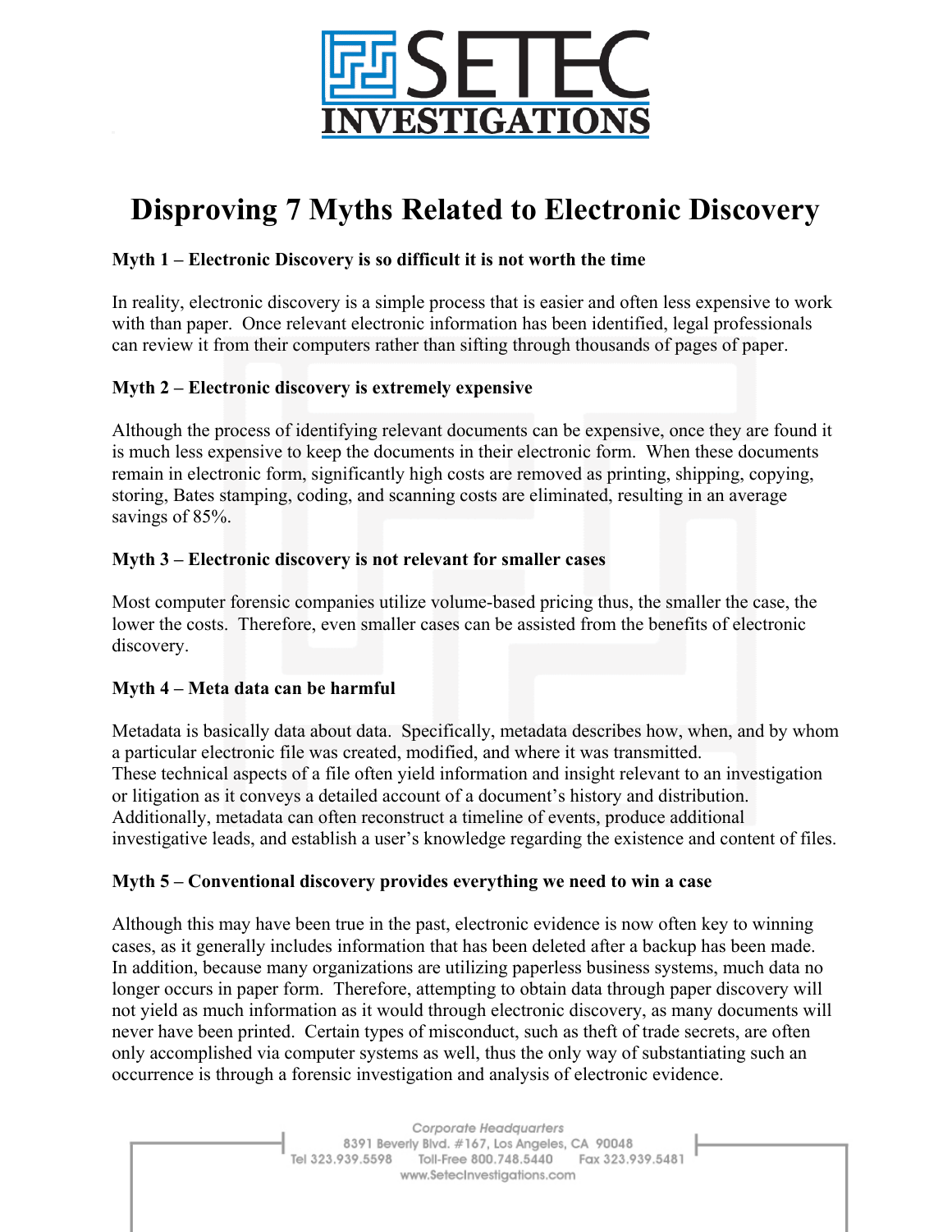# Disproving 7 Myths Related to Electronic Discovery

**Myth 1 – Electronic Discovery is so difficult it is not worth the time**

In reality, electronic discovery is a simple process that is easier and often less expensive to work with than paper. Once relevant electronic information has been identified, legal professionals can review it from their computers rather than sifting through thousands of pages of paper.

**Myth 2 – Electronic discovery is extremely expensive**

Although the process of identifying relevant documents can be expensive, once they are found it is much less expensive to keep the documents in their electronic form. When these documents remain in electronic form, significantly high costs are removed as printing, shipping, copying, storing, Bates stamping, coding, and scanning costs are eliminated, resulting in an average savings of 85%.

**Myth 3 – Electronic discovery is not relevant for smaller cases**

Most computer forensic companies utilize volume-based pricing thus, the smaller the case, the lower the costs. Therefore, even smaller cases can be assisted from the benefits of electronic discovery.

**Myth 4 – Meta data can be harmful**

Metadata is basically data about data. Specifically, metadata describes how, when, and by whom a particular electronic file was created, modified, and where it was transmitted. These technical aspects of a file often yield information and insight relevant to an investigation or litigation as it conveys a detailed account of a document's history and distribution. Additionally, metadata can often reconstruct a timeline of events, produce additional investigative leads, and establish a user's knowledge regarding the existence and content of files.

**Myth 5 – Conventional discovery provides everything we need to win a case**

Although this may have been true in the past, electronic evidence is now often key to winning cases, as it generally includes information that has been deleted after a backup has been made. In addition, because many organizations are utilizing paperless business systems, much data no longer occurs in paper form. Therefore, attempting to obtain data through paper discovery will not yield as much information as it would through electronic discovery, as many documents will never have been printed. Certain types of misconduct, such as theft of trade secrets, are often only accomplished via computer systems as well, thus the only way of substantiating such an occurrence is through a forensic investigation and analysis of electronic evidence.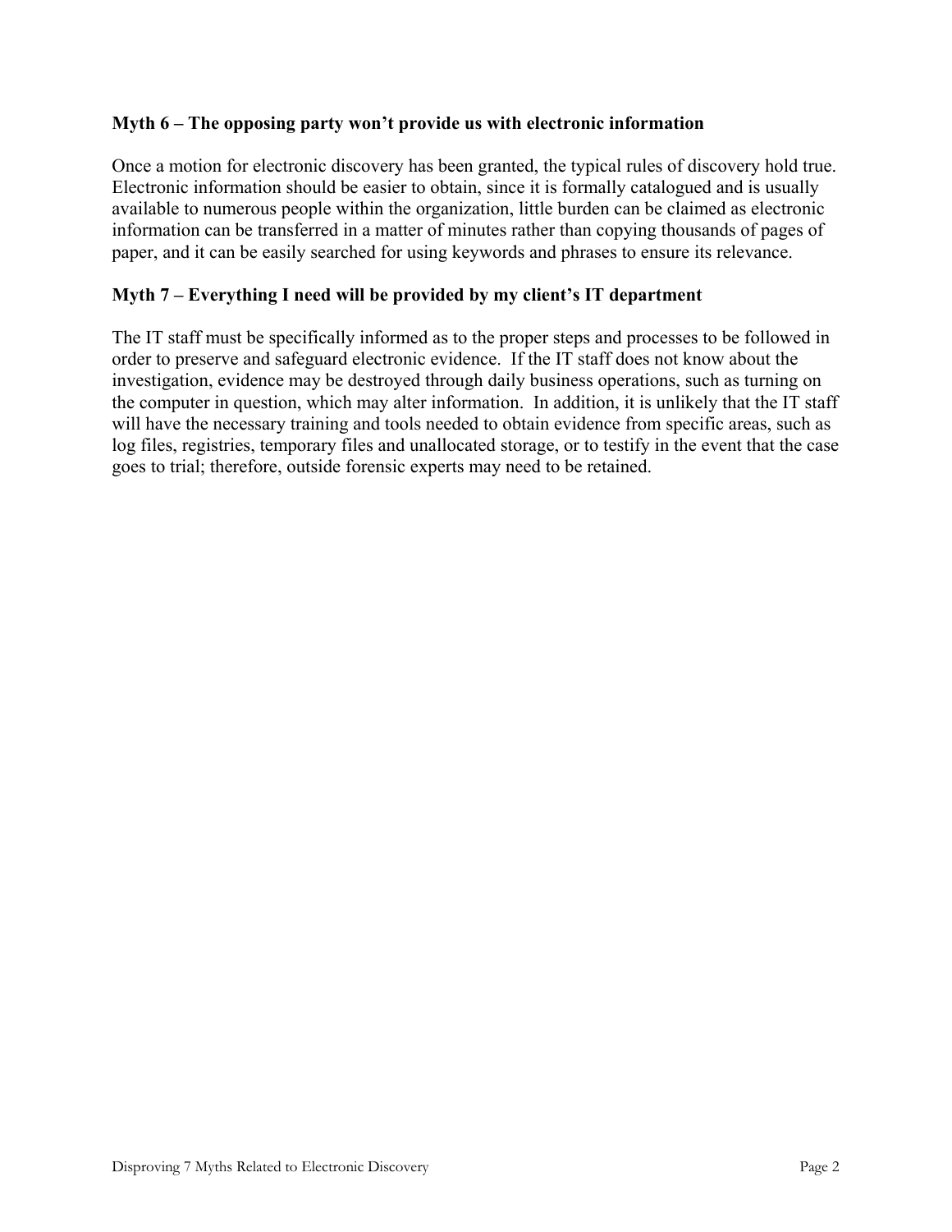**Myth 6 – The opposing party won't provide us with electronic information**

Once a motion for electronic discovery has been granted, the typical rules of discovery hold true. Electronic information should be easier to obtain, since it is formally catalogued and is usually available to numerous people within the organization, little burden can be claimed as electronic information can be transferred in a matter of minutes rather than copying thousands of pages of paper, and it can be easily searched for using keywords and phrases to ensure its relevance.

**Myth 7 – Everything I need will be provided by my client's IT department**

The IT staff must be specifically informed as to the proper steps and processes to be followed in order to preserve and safeguard electronic evidence. If the IT staff does not know about the investigation, evidence may be destroyed through daily business operations, such as turning on the computer in question, which may alter information. In addition, it is unlikely that the IT staff will have the necessary training and tools needed to obtain evidence from specific areas, such as log files, registries, temporary files and unallocated storage, or to testify in the event that the case goes to trial; therefore, outside forensic experts may need to be retained.